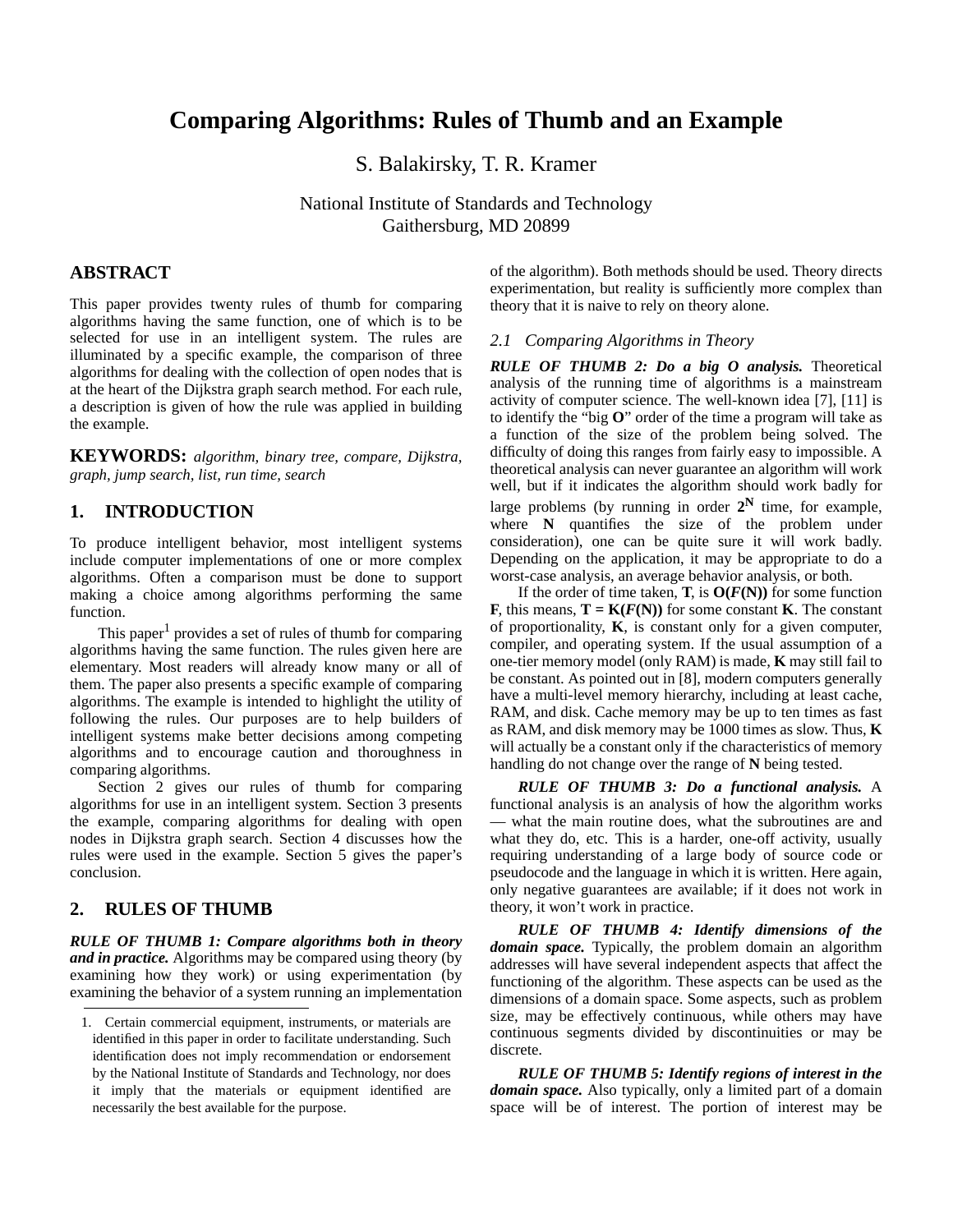# Comparing Algorithms: Rules of Thumb and an Example

S. Balakirsky, T. R. Kramer

National Institute of Standards and Technology
Gaithersburg, MD 20899

## ABSTRACT

This paper provides twenty rules of thumb for comparing algorithms having the same function, one of which is to be selected for use in an intelligent system. The rules are illuminated by a specific example, the comparison of three algorithms for dealing with the collection of open nodes that is at the heart of the Dijkstra graph search method. For each rule, a description is given of how the rule was applied in building the example.

**KEYWORDS:** *algorithm, binary tree, compare, Dijkstra, graph, jump search, list, run time, search*

## 1. INTRODUCTION

To produce intelligent behavior, most intelligent systems include computer implementations of one or more complex algorithms. Often a comparison must be done to support making a choice among algorithms performing the same function.

This paper[1] provides a set of rules of thumb for comparing algorithms having the same function. The rules given here are elementary. Most readers will already know many or all of them. The paper also presents a specific example of comparing algorithms. The example is intended to highlight the utility of following the rules. Our purposes are to help builders of intelligent systems make better decisions among competing algorithms and to encourage caution and thoroughness in comparing algorithms.

Section 2 gives our rules of thumb for comparing algorithms for use in an intelligent system. Section 3 presents the example, comparing algorithms for dealing with open nodes in Dijkstra graph search. Section 4 discusses how the rules were used in the example. Section 5 gives the paper's conclusion.

## 2. RULES OF THUMB

***RULE OF THUMB 1: Compare algorithms both in theory and in practice.*** Algorithms may be compared using theory (by examining how they work) or using experimentation (by examining the behavior of a system running an implementation of the algorithm). Both methods should be used. Theory directs experimentation, but reality is sufficiently more complex than theory that it is naive to rely on theory alone.

### 2.1 Comparing Algorithms in Theory

***RULE OF THUMB 2: Do a big O analysis.*** Theoretical analysis of the running time of algorithms is a mainstream activity of computer science. The well-known idea [7], [11] is to identify the "big **O**" order of the time a program will take as a function of the size of the problem being solved. The difficulty of doing this ranges from fairly easy to impossible. A theoretical analysis can never guarantee an algorithm will work well, but if it indicates the algorithm should work badly for large problems (by running in order $\mathbf{2^N}$ time, for example, where **N** quantifies the size of the problem under consideration), one can be quite sure it will work badly. Depending on the application, it may be appropriate to do a worst-case analysis, an average behavior analysis, or both.

If the order of time taken, **T**, is $\mathbf{O(}\boldsymbol{F}\mathbf{(N))}$ for some function **F**, this means, $\mathbf{T = K(}\boldsymbol{F}\mathbf{(N))}$ for some constant **K**. The constant of proportionality, **K**, is constant only for a given computer, compiler, and operating system. If the usual assumption of a one-tier memory model (only RAM) is made, **K** may still fail to be constant. As pointed out in [8], modern computers generally have a multi-level memory hierarchy, including at least cache, RAM, and disk. Cache memory may be up to ten times as fast as RAM, and disk memory may be 1000 times as slow. Thus, **K** will actually be a constant only if the characteristics of memory handling do not change over the range of **N** being tested.

***RULE OF THUMB 3: Do a functional analysis.*** A functional analysis is an analysis of how the algorithm works — what the main routine does, what the subroutines are and what they do, etc. This is a harder, one-off activity, usually requiring understanding of a large body of source code or pseudocode and the language in which it is written. Here again, only negative guarantees are available; if it does not work in theory, it won't work in practice.

***RULE OF THUMB 4: Identify dimensions of the domain space.*** Typically, the problem domain an algorithm addresses will have several independent aspects that affect the functioning of the algorithm. These aspects can be used as the dimensions of a domain space. Some aspects, such as problem size, may be effectively continuous, while others may have continuous segments divided by discontinuities or may be discrete.

***RULE OF THUMB 5: Identify regions of interest in the domain space.*** Also typically, only a limited part of a domain space will be of interest. The portion of interest may be

---

1. Certain commercial equipment, instruments, or materials are identified in this paper in order to facilitate understanding. Such identification does not imply recommendation or endorsement by the National Institute of Standards and Technology, nor does it imply that the materials or equipment identified are necessarily the best available for the purpose.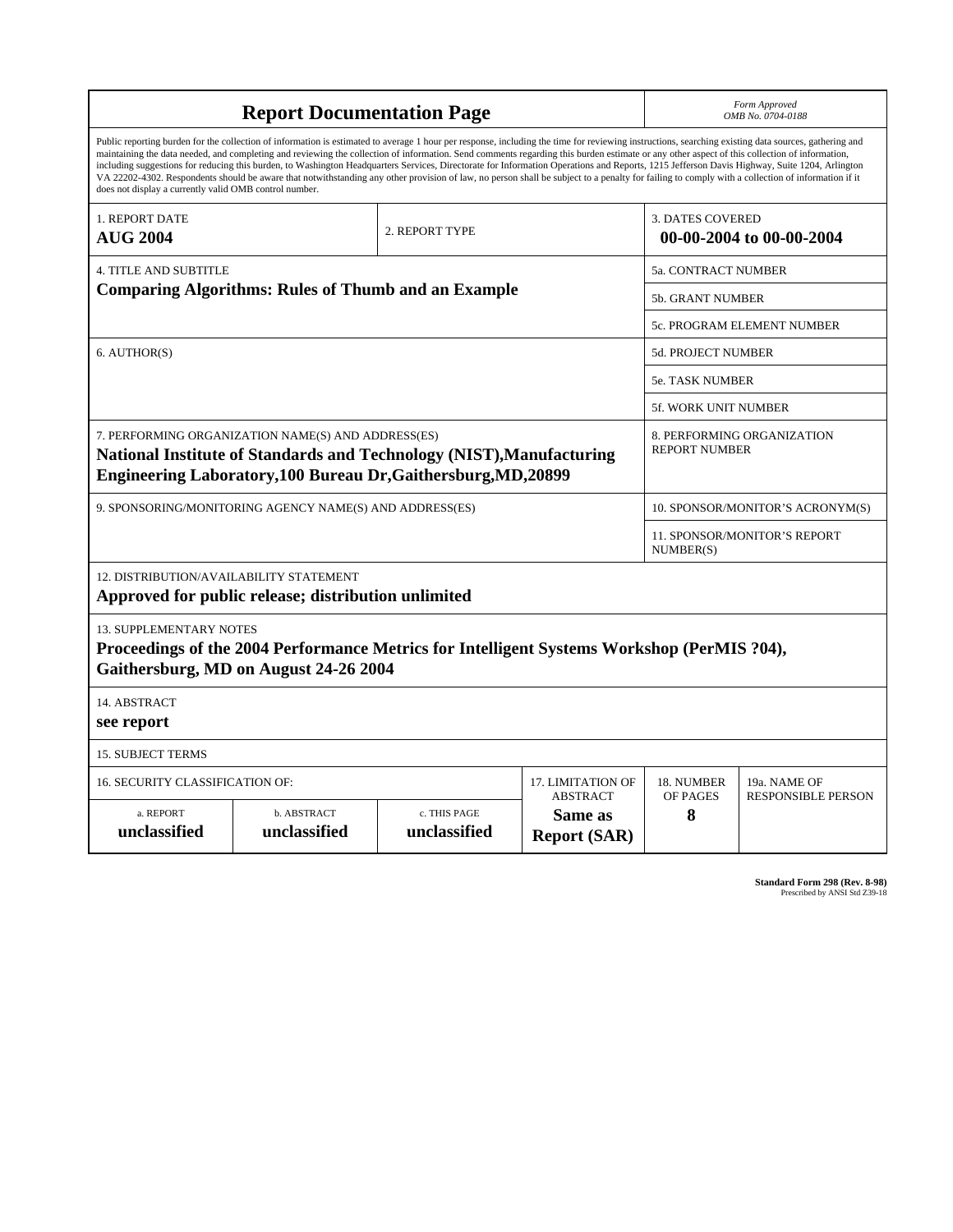# Report Documentation Page

*Form Approved*
*OMB No. 0704-0188*

Public reporting burden for the collection of information is estimated to average 1 hour per response, including the time for reviewing instructions, searching existing data sources, gathering and maintaining the data needed, and completing and reviewing the collection of information. Send comments regarding this burden estimate or any other aspect of this collection of information, including suggestions for reducing this burden, to Washington Headquarters Services, Directorate for Information Operations and Reports, 1215 Jefferson Davis Highway, Suite 1204, Arlington VA 22202-4302. Respondents should be aware that notwithstanding any other provision of law, no person shall be subject to a penalty for failing to comply with a collection of information if it does not display a currently valid OMB control number.

| 1. REPORT DATE | 2. REPORT TYPE | 3. DATES COVERED |
|---|---|---|
| **AUG 2004** | | **00-00-2004 to 00-00-2004** |

| 4. TITLE AND SUBTITLE | |
|---|---|
| **Comparing Algorithms: Rules of Thumb and an Example** | 5a. CONTRACT NUMBER |
| | 5b. GRANT NUMBER |
| | 5c. PROGRAM ELEMENT NUMBER |
| 6. AUTHOR(S) | 5d. PROJECT NUMBER |
| | 5e. TASK NUMBER |
| | 5f. WORK UNIT NUMBER |
| 7. PERFORMING ORGANIZATION NAME(S) AND ADDRESS(ES) **National Institute of Standards and Technology (NIST),Manufacturing Engineering Laboratory,100 Bureau Dr,Gaithersburg,MD,20899** | 8. PERFORMING ORGANIZATION REPORT NUMBER |
| 9. SPONSORING/MONITORING AGENCY NAME(S) AND ADDRESS(ES) | 10. SPONSOR/MONITOR'S ACRONYM(S) |
| | 11. SPONSOR/MONITOR'S REPORT NUMBER(S) |

12. DISTRIBUTION/AVAILABILITY STATEMENT
**Approved for public release; distribution unlimited**

13. SUPPLEMENTARY NOTES
**Proceedings of the 2004 Performance Metrics for Intelligent Systems Workshop (PerMIS ?04), Gaithersburg, MD on August 24-26 2004**

14. ABSTRACT
**see report**

15. SUBJECT TERMS

| 16. SECURITY CLASSIFICATION OF: | | | 17. LIMITATION OF ABSTRACT | 18. NUMBER OF PAGES | 19a. NAME OF RESPONSIBLE PERSON |
|---|---|---|---|---|---|
| a. REPORT | b. ABSTRACT | c. THIS PAGE | | | |
| **unclassified** | **unclassified** | **unclassified** | **Same as Report (SAR)** | **8** | |

**Standard Form 298 (Rev. 8-98)**
Prescribed by ANSI Std Z39-18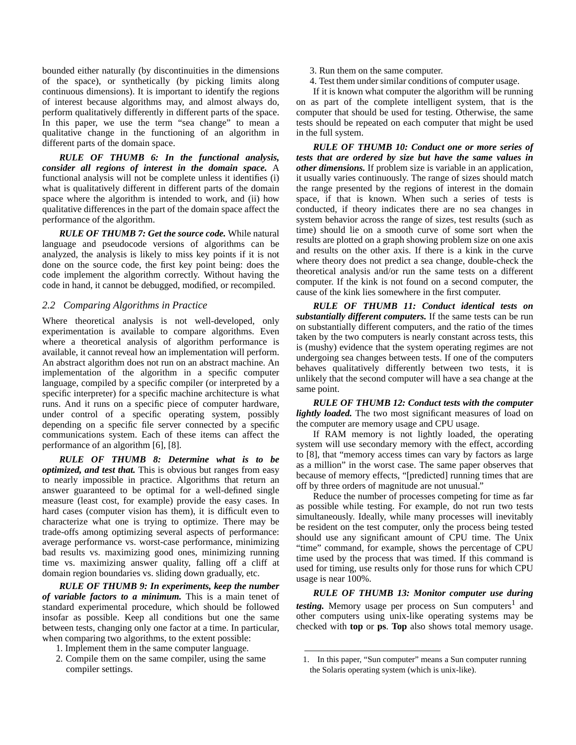bounded either naturally (by discontinuities in the dimensions of the space), or synthetically (by picking limits along continuous dimensions). It is important to identify the regions of interest because algorithms may, and almost always do, perform qualitatively differently in different parts of the space. In this paper, we use the term "sea change" to mean a qualitative change in the functioning of an algorithm in different parts of the domain space.

***RULE OF THUMB 6: In the functional analysis, consider all regions of interest in the domain space.*** A functional analysis will not be complete unless it identifies (i) what is qualitatively different in different parts of the domain space where the algorithm is intended to work, and (ii) how qualitative differences in the part of the domain space affect the performance of the algorithm.

***RULE OF THUMB 7: Get the source code.*** While natural language and pseudocode versions of algorithms can be analyzed, the analysis is likely to miss key points if it is not done on the source code, the first key point being: does the code implement the algorithm correctly. Without having the code in hand, it cannot be debugged, modified, or recompiled.

### *2.2 Comparing Algorithms in Practice*

Where theoretical analysis is not well-developed, only experimentation is available to compare algorithms. Even where a theoretical analysis of algorithm performance is available, it cannot reveal how an implementation will perform. An abstract algorithm does not run on an abstract machine. An implementation of the algorithm in a specific computer language, compiled by a specific compiler (or interpreted by a specific interpreter) for a specific machine architecture is what runs. And it runs on a specific piece of computer hardware, under control of a specific operating system, possibly depending on a specific file server connected by a specific communications system. Each of these items can affect the performance of an algorithm [6], [8].

***RULE OF THUMB 8: Determine what is to be optimized, and test that.*** This is obvious but ranges from easy to nearly impossible in practice. Algorithms that return an answer guaranteed to be optimal for a well-defined single measure (least cost, for example) provide the easy cases. In hard cases (computer vision has them), it is difficult even to characterize what one is trying to optimize. There may be trade-offs among optimizing several aspects of performance: average performance vs. worst-case performance, minimizing bad results vs. maximizing good ones, minimizing running time vs. maximizing answer quality, falling off a cliff at domain region boundaries vs. sliding down gradually, etc.

***RULE OF THUMB 9: In experiments, keep the number of variable factors to a minimum.*** This is a main tenet of standard experimental procedure, which should be followed insofar as possible. Keep all conditions but one the same between tests, changing only one factor at a time. In particular, when comparing two algorithms, to the extent possible:

1. Implement them in the same computer language.
2. Compile them on the same compiler, using the same compiler settings.
3. Run them on the same computer.
4. Test them under similar conditions of computer usage.

If it is known what computer the algorithm will be running on as part of the complete intelligent system, that is the computer that should be used for testing. Otherwise, the same tests should be repeated on each computer that might be used in the full system.

***RULE OF THUMB 10: Conduct one or more series of tests that are ordered by size but have the same values in other dimensions.*** If problem size is variable in an application, it usually varies continuously. The range of sizes should match the range presented by the regions of interest in the domain space, if that is known. When such a series of tests is conducted, if theory indicates there are no sea changes in system behavior across the range of sizes, test results (such as time) should lie on a smooth curve of some sort when the results are plotted on a graph showing problem size on one axis and results on the other axis. If there is a kink in the curve where theory does not predict a sea change, double-check the theoretical analysis and/or run the same tests on a different computer. If the kink is not found on a second computer, the cause of the kink lies somewhere in the first computer.

***RULE OF THUMB 11: Conduct identical tests on substantially different computers.*** If the same tests can be run on substantially different computers, and the ratio of the times taken by the two computers is nearly constant across tests, this is (mushy) evidence that the system operating regimes are not undergoing sea changes between tests. If one of the computers behaves qualitatively differently between two tests, it is unlikely that the second computer will have a sea change at the same point.

***RULE OF THUMB 12: Conduct tests with the computer lightly loaded.*** The two most significant measures of load on the computer are memory usage and CPU usage.

If RAM memory is not lightly loaded, the operating system will use secondary memory with the effect, according to [8], that "memory access times can vary by factors as large as a million" in the worst case. The same paper observes that because of memory effects, "[predicted] running times that are off by three orders of magnitude are not unusual."

Reduce the number of processes competing for time as far as possible while testing. For example, do not run two tests simultaneously. Ideally, while many processes will inevitably be resident on the test computer, only the process being tested should use any significant amount of CPU time. The Unix "time" command, for example, shows the percentage of CPU time used by the process that was timed. If this command is used for timing, use results only for those runs for which CPU usage is near 100%.

***RULE OF THUMB 13: Monitor computer use during testing.*** Memory usage per process on Sun computers[1] and other computers using unix-like operating systems may be checked with **top** or **ps**. **Top** also shows total memory usage.

---

1. In this paper, "Sun computer" means a Sun computer running the Solaris operating system (which is unix-like).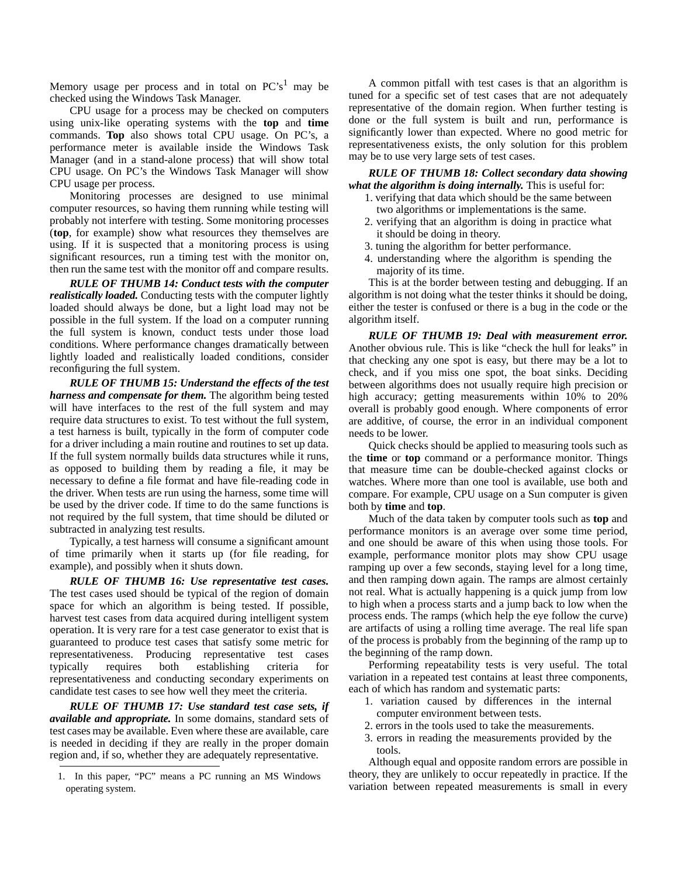Memory usage per process and in total on PC's[1] may be checked using the Windows Task Manager.

CPU usage for a process may be checked on computers using unix-like operating systems with the **top** and **time** commands. **Top** also shows total CPU usage. On PC's, a performance meter is available inside the Windows Task Manager (and in a stand-alone process) that will show total CPU usage. On PC's the Windows Task Manager will show CPU usage per process.

Monitoring processes are designed to use minimal computer resources, so having them running while testing will probably not interfere with testing. Some monitoring processes (**top**, for example) show what resources they themselves are using. If it is suspected that a monitoring process is using significant resources, run a timing test with the monitor on, then run the same test with the monitor off and compare results.

***RULE OF THUMB 14: Conduct tests with the computer realistically loaded.*** Conducting tests with the computer lightly loaded should always be done, but a light load may not be possible in the full system. If the load on a computer running the full system is known, conduct tests under those load conditions. Where performance changes dramatically between lightly loaded and realistically loaded conditions, consider reconfiguring the full system.

***RULE OF THUMB 15: Understand the effects of the test harness and compensate for them.*** The algorithm being tested will have interfaces to the rest of the full system and may require data structures to exist. To test without the full system, a test harness is built, typically in the form of computer code for a driver including a main routine and routines to set up data. If the full system normally builds data structures while it runs, as opposed to building them by reading a file, it may be necessary to define a file format and have file-reading code in the driver. When tests are run using the harness, some time will be used by the driver code. If time to do the same functions is not required by the full system, that time should be diluted or subtracted in analyzing test results.

Typically, a test harness will consume a significant amount of time primarily when it starts up (for file reading, for example), and possibly when it shuts down.

***RULE OF THUMB 16: Use representative test cases.*** The test cases used should be typical of the region of domain space for which an algorithm is being tested. If possible, harvest test cases from data acquired during intelligent system operation. It is very rare for a test case generator to exist that is guaranteed to produce test cases that satisfy some metric for representativeness. Producing representative test cases typically requires both establishing criteria for representativeness and conducting secondary experiments on candidate test cases to see how well they meet the criteria.

***RULE OF THUMB 17: Use standard test case sets, if available and appropriate.*** In some domains, standard sets of test cases may be available. Even where these are available, care is needed in deciding if they are really in the proper domain region and, if so, whether they are adequately representative.

A common pitfall with test cases is that an algorithm is tuned for a specific set of test cases that are not adequately representative of the domain region. When further testing is done or the full system is built and run, performance is significantly lower than expected. Where no good metric for representativeness exists, the only solution for this problem may be to use very large sets of test cases.

***RULE OF THUMB 18: Collect secondary data showing what the algorithm is doing internally.*** This is useful for:

1. verifying that data which should be the same between two algorithms or implementations is the same.
2. verifying that an algorithm is doing in practice what it should be doing in theory.
3. tuning the algorithm for better performance.
4. understanding where the algorithm is spending the majority of its time.

This is at the border between testing and debugging. If an algorithm is not doing what the tester thinks it should be doing, either the tester is confused or there is a bug in the code or the algorithm itself.

***RULE OF THUMB 19: Deal with measurement error.*** Another obvious rule. This is like "check the hull for leaks" in that checking any one spot is easy, but there may be a lot to check, and if you miss one spot, the boat sinks. Deciding between algorithms does not usually require high precision or high accuracy; getting measurements within 10% to 20% overall is probably good enough. Where components of error are additive, of course, the error in an individual component needs to be lower.

Quick checks should be applied to measuring tools such as the **time** or **top** command or a performance monitor. Things that measure time can be double-checked against clocks or watches. Where more than one tool is available, use both and compare. For example, CPU usage on a Sun computer is given both by **time** and **top**.

Much of the data taken by computer tools such as **top** and performance monitors is an average over some time period, and one should be aware of this when using those tools. For example, performance monitor plots may show CPU usage ramping up over a few seconds, staying level for a long time, and then ramping down again. The ramps are almost certainly not real. What is actually happening is a quick jump from low to high when a process starts and a jump back to low when the process ends. The ramps (which help the eye follow the curve) are artifacts of using a rolling time average. The real life span of the process is probably from the beginning of the ramp up to the beginning of the ramp down.

Performing repeatability tests is very useful. The total variation in a repeated test contains at least three components, each of which has random and systematic parts:

1. variation caused by differences in the internal computer environment between tests.
2. errors in the tools used to take the measurements.
3. errors in reading the measurements provided by the tools.

Although equal and opposite random errors are possible in theory, they are unlikely to occur repeatedly in practice. If the variation between repeated measurements is small in every

---

1. In this paper, "PC" means a PC running an MS Windows operating system.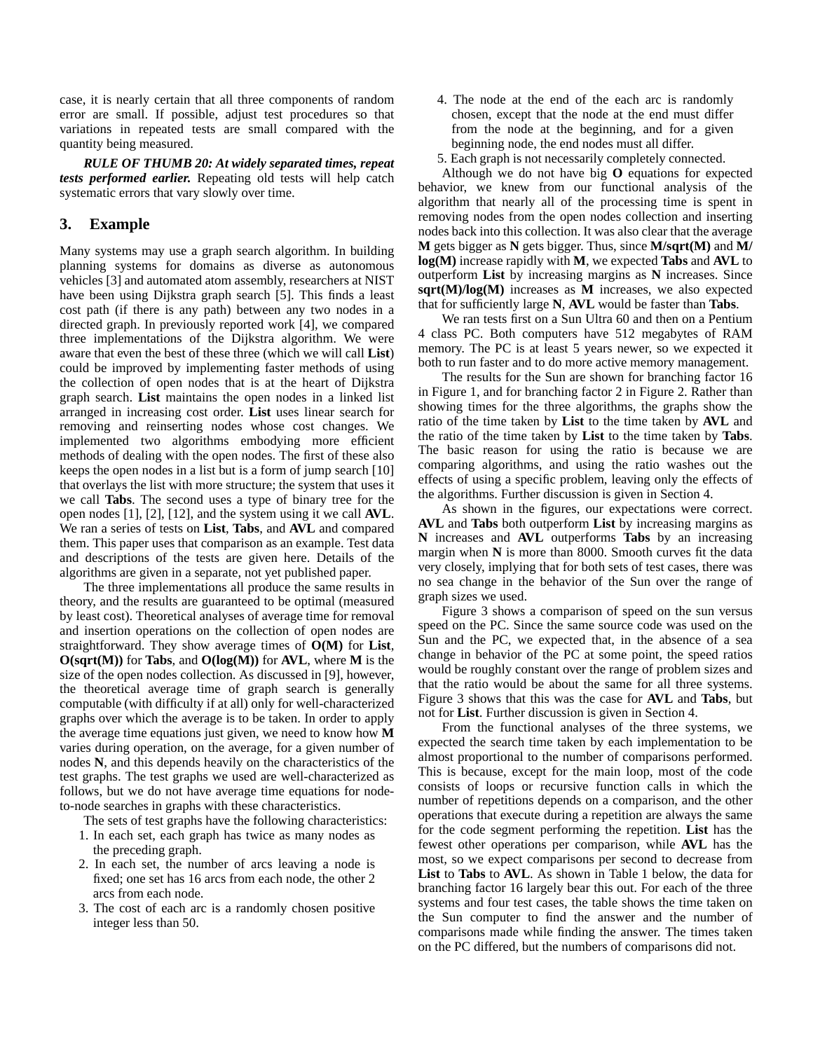case, it is nearly certain that all three components of random error are small. If possible, adjust test procedures so that variations in repeated tests are small compared with the quantity being measured.

***RULE OF THUMB 20: At widely separated times, repeat tests performed earlier.*** Repeating old tests will help catch systematic errors that vary slowly over time.

## 3. Example

Many systems may use a graph search algorithm. In building planning systems for domains as diverse as autonomous vehicles [3] and automated atom assembly, researchers at NIST have been using Dijkstra graph search [5]. This finds a least cost path (if there is any path) between any two nodes in a directed graph. In previously reported work [4], we compared three implementations of the Dijkstra algorithm. We were aware that even the best of these three (which we will call **List**) could be improved by implementing faster methods of using the collection of open nodes that is at the heart of Dijkstra graph search. **List** maintains the open nodes in a linked list arranged in increasing cost order. **List** uses linear search for removing and reinserting nodes whose cost changes. We implemented two algorithms embodying more efficient methods of dealing with the open nodes. The first of these also keeps the open nodes in a list but is a form of jump search [10] that overlays the list with more structure; the system that uses it we call **Tabs**. The second uses a type of binary tree for the open nodes [1], [2], [12], and the system using it we call **AVL**. We ran a series of tests on **List**, **Tabs**, and **AVL** and compared them. This paper uses that comparison as an example. Test data and descriptions of the tests are given here. Details of the algorithms are given in a separate, not yet published paper.

The three implementations all produce the same results in theory, and the results are guaranteed to be optimal (measured by least cost). Theoretical analyses of average time for removal and insertion operations on the collection of open nodes are straightforward. They show average times of **O(M)** for **List**, **O(sqrt(M))** for **Tabs**, and **O(log(M))** for **AVL**, where **M** is the size of the open nodes collection. As discussed in [9], however, the theoretical average time of graph search is generally computable (with difficulty if at all) only for well-characterized graphs over which the average is to be taken. In order to apply the average time equations just given, we need to know how **M** varies during operation, on the average, for a given number of nodes **N**, and this depends heavily on the characteristics of the test graphs. The test graphs we used are well-characterized as follows, but we do not have average time equations for node-to-node searches in graphs with these characteristics.

The sets of test graphs have the following characteristics:

1. In each set, each graph has twice as many nodes as the preceding graph.
2. In each set, the number of arcs leaving a node is fixed; one set has 16 arcs from each node, the other 2 arcs from each node.
3. The cost of each arc is a randomly chosen positive integer less than 50.
4. The node at the end of the each arc is randomly chosen, except that the node at the end must differ from the node at the beginning, and for a given beginning node, the end nodes must all differ.
5. Each graph is not necessarily completely connected.

Although we do not have big **O** equations for expected behavior, we knew from our functional analysis of the algorithm that nearly all of the processing time is spent in removing nodes from the open nodes collection and inserting nodes back into this collection. It was also clear that the average **M** gets bigger as **N** gets bigger. Thus, since **M/sqrt(M)** and **M/log(M)** increase rapidly with **M**, we expected **Tabs** and **AVL** to outperform **List** by increasing margins as **N** increases. Since **sqrt(M)/log(M)** increases as **M** increases, we also expected that for sufficiently large **N**, **AVL** would be faster than **Tabs**.

We ran tests first on a Sun Ultra 60 and then on a Pentium 4 class PC. Both computers have 512 megabytes of RAM memory. The PC is at least 5 years newer, so we expected it both to run faster and to do more active memory management.

The results for the Sun are shown for branching factor 16 in Figure 1, and for branching factor 2 in Figure 2. Rather than showing times for the three algorithms, the graphs show the ratio of the time taken by **List** to the time taken by **AVL** and the ratio of the time taken by **List** to the time taken by **Tabs**. The basic reason for using the ratio is because we are comparing algorithms, and using the ratio washes out the effects of using a specific problem, leaving only the effects of the algorithms. Further discussion is given in Section 4.

As shown in the figures, our expectations were correct. **AVL** and **Tabs** both outperform **List** by increasing margins as **N** increases and **AVL** outperforms **Tabs** by an increasing margin when **N** is more than 8000. Smooth curves fit the data very closely, implying that for both sets of test cases, there was no sea change in the behavior of the Sun over the range of graph sizes we used.

Figure 3 shows a comparison of speed on the sun versus speed on the PC. Since the same source code was used on the Sun and the PC, we expected that, in the absence of a sea change in behavior of the PC at some point, the speed ratios would be roughly constant over the range of problem sizes and that the ratio would be about the same for all three systems. Figure 3 shows that this was the case for **AVL** and **Tabs**, but not for **List**. Further discussion is given in Section 4.

From the functional analyses of the three systems, we expected the search time taken by each implementation to be almost proportional to the number of comparisons performed. This is because, except for the main loop, most of the code consists of loops or recursive function calls in which the number of repetitions depends on a comparison, and the other operations that execute during a repetition are always the same for the code segment performing the repetition. **List** has the fewest other operations per comparison, while **AVL** has the most, so we expect comparisons per second to decrease from **List** to **Tabs** to **AVL**. As shown in Table 1 below, the data for branching factor 16 largely bear this out. For each of the three systems and four test cases, the table shows the time taken on the Sun computer to find the answer and the number of comparisons made while finding the answer. The times taken on the PC differed, but the numbers of comparisons did not.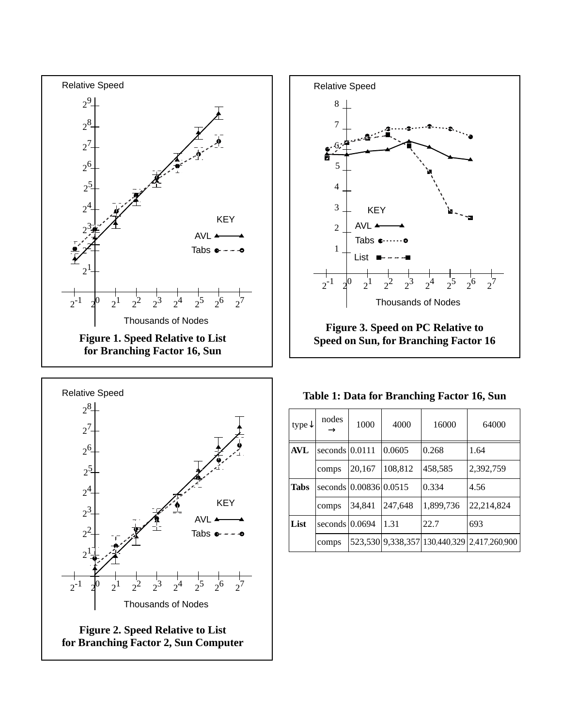Figure 1. Speed Relative to List for Branching Factor 16, Sun

Figure 3. Speed on PC Relative to Speed on Sun, for Branching Factor 16

Figure 2. Speed Relative to List for Branching Factor 2, Sun Computer

**Table 1: Data for Branching Factor 16, Sun**

| type ↓ | nodes → | 1000 | 4000 | 16000 | 64000 |
|---|---|---|---|---|---|
| **AVL** | seconds | 0.0111 | 0.0605 | 0.268 | 1.64 |
| | comps | 20,167 | 108,812 | 458,585 | 2,392,759 |
| **Tabs** | seconds | 0.00836 | 0.0515 | 0.334 | 4.56 |
| | comps | 34,841 | 247,648 | 1,899,736 | 22,214,824 |
| **List** | seconds | 0.0694 | 1.31 | 22.7 | 693 |
| | comps | 523,530 | 9,338,357 | 130,440,329 | 2,417,260,900 |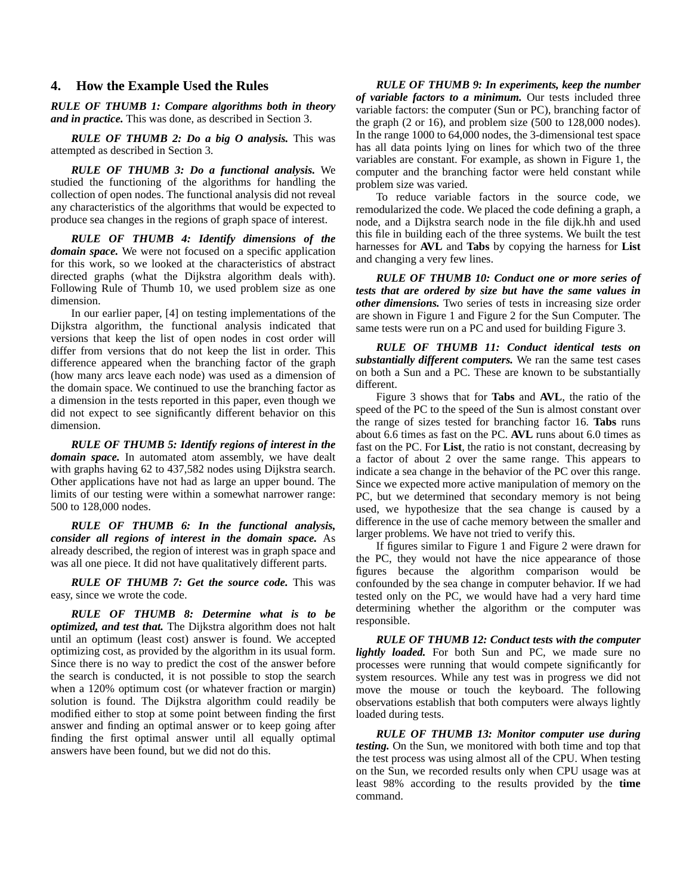## 4. How the Example Used the Rules

***RULE OF THUMB 1: Compare algorithms both in theory and in practice.*** This was done, as described in Section 3.

***RULE OF THUMB 2: Do a big O analysis.*** This was attempted as described in Section 3.

***RULE OF THUMB 3: Do a functional analysis.*** We studied the functioning of the algorithms for handling the collection of open nodes. The functional analysis did not reveal any characteristics of the algorithms that would be expected to produce sea changes in the regions of graph space of interest.

***RULE OF THUMB 4: Identify dimensions of the domain space.*** We were not focused on a specific application for this work, so we looked at the characteristics of abstract directed graphs (what the Dijkstra algorithm deals with). Following Rule of Thumb 10, we used problem size as one dimension.

In our earlier paper, [4] on testing implementations of the Dijkstra algorithm, the functional analysis indicated that versions that keep the list of open nodes in cost order will differ from versions that do not keep the list in order. This difference appeared when the branching factor of the graph (how many arcs leave each node) was used as a dimension of the domain space. We continued to use the branching factor as a dimension in the tests reported in this paper, even though we did not expect to see significantly different behavior on this dimension.

***RULE OF THUMB 5: Identify regions of interest in the domain space.*** In automated atom assembly, we have dealt with graphs having 62 to 437,582 nodes using Dijkstra search. Other applications have not had as large an upper bound. The limits of our testing were within a somewhat narrower range: 500 to 128,000 nodes.

***RULE OF THUMB 6: In the functional analysis, consider all regions of interest in the domain space.*** As already described, the region of interest was in graph space and was all one piece. It did not have qualitatively different parts.

***RULE OF THUMB 7: Get the source code.*** This was easy, since we wrote the code.

***RULE OF THUMB 8: Determine what is to be optimized, and test that.*** The Dijkstra algorithm does not halt until an optimum (least cost) answer is found. We accepted optimizing cost, as provided by the algorithm in its usual form. Since there is no way to predict the cost of the answer before the search is conducted, it is not possible to stop the search when a 120% optimum cost (or whatever fraction or margin) solution is found. The Dijkstra algorithm could readily be modified either to stop at some point between finding the first answer and finding an optimal answer or to keep going after finding the first optimal answer until all equally optimal answers have been found, but we did not do this.

***RULE OF THUMB 9: In experiments, keep the number of variable factors to a minimum.*** Our tests included three variable factors: the computer (Sun or PC), branching factor of the graph (2 or 16), and problem size (500 to 128,000 nodes). In the range 1000 to 64,000 nodes, the 3-dimensional test space has all data points lying on lines for which two of the three variables are constant. For example, as shown in Figure 1, the computer and the branching factor were held constant while problem size was varied.

To reduce variable factors in the source code, we remodularized the code. We placed the code defining a graph, a node, and a Dijkstra search node in the file dijk.hh and used this file in building each of the three systems. We built the test harnesses for **AVL** and **Tabs** by copying the harness for **List** and changing a very few lines.

***RULE OF THUMB 10: Conduct one or more series of tests that are ordered by size but have the same values in other dimensions.*** Two series of tests in increasing size order are shown in Figure 1 and Figure 2 for the Sun Computer. The same tests were run on a PC and used for building Figure 3.

***RULE OF THUMB 11: Conduct identical tests on substantially different computers.*** We ran the same test cases on both a Sun and a PC. These are known to be substantially different.

Figure 3 shows that for **Tabs** and **AVL**, the ratio of the speed of the PC to the speed of the Sun is almost constant over the range of sizes tested for branching factor 16. **Tabs** runs about 6.6 times as fast on the PC. **AVL** runs about 6.0 times as fast on the PC. For **List**, the ratio is not constant, decreasing by a factor of about 2 over the same range. This appears to indicate a sea change in the behavior of the PC over this range. Since we expected more active manipulation of memory on the PC, but we determined that secondary memory is not being used, we hypothesize that the sea change is caused by a difference in the use of cache memory between the smaller and larger problems. We have not tried to verify this.

If figures similar to Figure 1 and Figure 2 were drawn for the PC, they would not have the nice appearance of those figures because the algorithm comparison would be confounded by the sea change in computer behavior. If we had tested only on the PC, we would have had a very hard time determining whether the algorithm or the computer was responsible.

***RULE OF THUMB 12: Conduct tests with the computer lightly loaded.*** For both Sun and PC, we made sure no processes were running that would compete significantly for system resources. While any test was in progress we did not move the mouse or touch the keyboard. The following observations establish that both computers were always lightly loaded during tests.

***RULE OF THUMB 13: Monitor computer use during testing.*** On the Sun, we monitored with both time and top that the test process was using almost all of the CPU. When testing on the Sun, we recorded results only when CPU usage was at least 98% according to the results provided by the **time** command.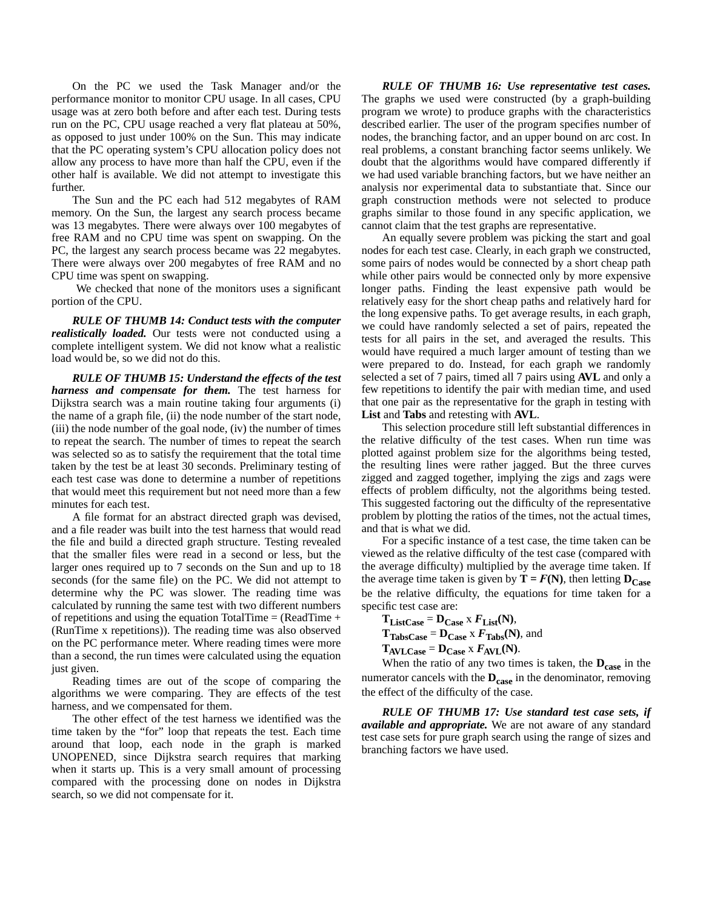On the PC we used the Task Manager and/or the performance monitor to monitor CPU usage. In all cases, CPU usage was at zero both before and after each test. During tests run on the PC, CPU usage reached a very flat plateau at 50%, as opposed to just under 100% on the Sun. This may indicate that the PC operating system's CPU allocation policy does not allow any process to have more than half the CPU, even if the other half is available. We did not attempt to investigate this further.

The Sun and the PC each had 512 megabytes of RAM memory. On the Sun, the largest any search process became was 13 megabytes. There were always over 100 megabytes of free RAM and no CPU time was spent on swapping. On the PC, the largest any search process became was 22 megabytes. There were always over 200 megabytes of free RAM and no CPU time was spent on swapping.

We checked that none of the monitors uses a significant portion of the CPU.

***RULE OF THUMB 14: Conduct tests with the computer realistically loaded.*** Our tests were not conducted using a complete intelligent system. We did not know what a realistic load would be, so we did not do this.

***RULE OF THUMB 15: Understand the effects of the test harness and compensate for them.*** The test harness for Dijkstra search was a main routine taking four arguments (i) the name of a graph file, (ii) the node number of the start node, (iii) the node number of the goal node, (iv) the number of times to repeat the search. The number of times to repeat the search was selected so as to satisfy the requirement that the total time taken by the test be at least 30 seconds. Preliminary testing of each test case was done to determine a number of repetitions that would meet this requirement but not need more than a few minutes for each test.

A file format for an abstract directed graph was devised, and a file reader was built into the test harness that would read the file and build a directed graph structure. Testing revealed that the smaller files were read in a second or less, but the larger ones required up to 7 seconds on the Sun and up to 18 seconds (for the same file) on the PC. We did not attempt to determine why the PC was slower. The reading time was calculated by running the same test with two different numbers of repetitions and using the equation TotalTime = (ReadTime + (RunTime x repetitions)). The reading time was also observed on the PC performance meter. Where reading times were more than a second, the run times were calculated using the equation just given.

Reading times are out of the scope of comparing the algorithms we were comparing. They are effects of the test harness, and we compensated for them.

The other effect of the test harness we identified was the time taken by the "for" loop that repeats the test. Each time around that loop, each node in the graph is marked UNOPENED, since Dijkstra search requires that marking when it starts up. This is a very small amount of processing compared with the processing done on nodes in Dijkstra search, so we did not compensate for it.

***RULE OF THUMB 16: Use representative test cases.*** The graphs we used were constructed (by a graph-building program we wrote) to produce graphs with the characteristics described earlier. The user of the program specifies number of nodes, the branching factor, and an upper bound on arc cost. In real problems, a constant branching factor seems unlikely. We doubt that the algorithms would have compared differently if we had used variable branching factors, but we have neither an analysis nor experimental data to substantiate that. Since our graph construction methods were not selected to produce graphs similar to those found in any specific application, we cannot claim that the test graphs are representative.

An equally severe problem was picking the start and goal nodes for each test case. Clearly, in each graph we constructed, some pairs of nodes would be connected by a short cheap path while other pairs would be connected only by more expensive longer paths. Finding the least expensive path would be relatively easy for the short cheap paths and relatively hard for the long expensive paths. To get average results, in each graph, we could have randomly selected a set of pairs, repeated the tests for all pairs in the set, and averaged the results. This would have required a much larger amount of testing than we were prepared to do. Instead, for each graph we randomly selected a set of 7 pairs, timed all 7 pairs using **AVL** and only a few repetitions to identify the pair with median time, and used that one pair as the representative for the graph in testing with **List** and **Tabs** and retesting with **AVL**.

This selection procedure still left substantial differences in the relative difficulty of the test cases. When run time was plotted against problem size for the algorithms being tested, the resulting lines were rather jagged. But the three curves zigged and zagged together, implying the zigs and zags were effects of problem difficulty, not the algorithms being tested. This suggested factoring out the difficulty of the representative problem by plotting the ratios of the times, not the actual times, and that is what we did.

For a specific instance of a test case, the time taken can be viewed as the relative difficulty of the test case (compared with the average difficulty) multiplied by the average time taken. If the average time taken is given by $\mathbf{T} = \boldsymbol{F}(\mathbf{N})$, then letting $\mathbf{D}_{\mathbf{Case}}$ be the relative difficulty, the equations for time taken for a specific test case are:

$\mathbf{T}_{\mathbf{ListCase}} = \mathbf{D}_{\mathbf{Case}} \times \boldsymbol{F}_{\mathbf{List}}(\mathbf{N})$,
$\mathbf{T}_{\mathbf{TabsCase}} = \mathbf{D}_{\mathbf{Case}} \times \boldsymbol{F}_{\mathbf{Tabs}}(\mathbf{N})$, and
$\mathbf{T}_{\mathbf{AVLCase}} = \mathbf{D}_{\mathbf{Case}} \times \boldsymbol{F}_{\mathbf{AVL}}(\mathbf{N})$.

When the ratio of any two times is taken, the $\mathbf{D}_{\mathbf{case}}$ in the numerator cancels with the $\mathbf{D}_{\mathbf{case}}$ in the denominator, removing the effect of the difficulty of the case.

***RULE OF THUMB 17: Use standard test case sets, if available and appropriate.*** We are not aware of any standard test case sets for pure graph search using the range of sizes and branching factors we have used.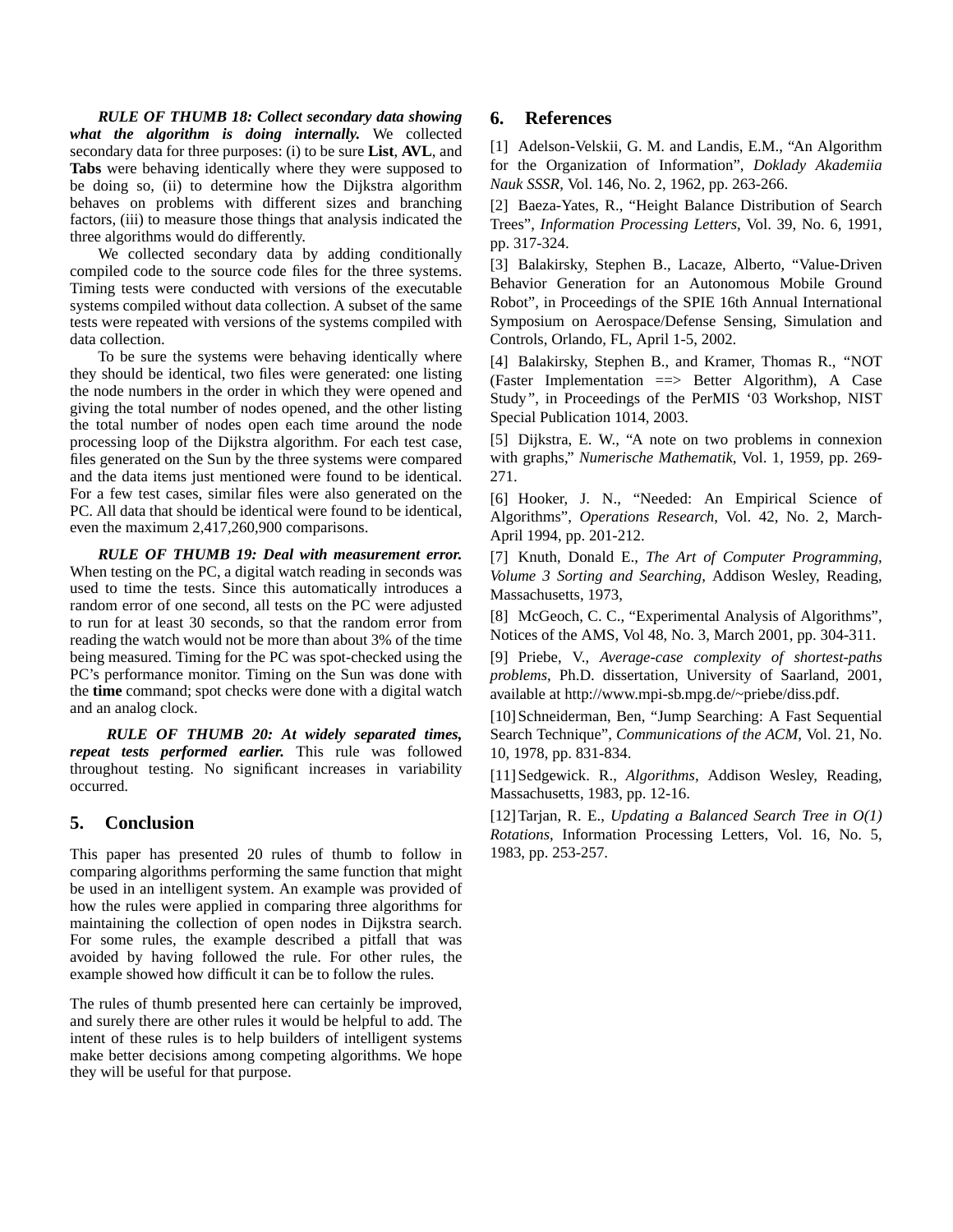***RULE OF THUMB 18: Collect secondary data showing what the algorithm is doing internally.*** We collected secondary data for three purposes: (i) to be sure **List**, **AVL**, and **Tabs** were behaving identically where they were supposed to be doing so, (ii) to determine how the Dijkstra algorithm behaves on problems with different sizes and branching factors, (iii) to measure those things that analysis indicated the three algorithms would do differently.

We collected secondary data by adding conditionally compiled code to the source code files for the three systems. Timing tests were conducted with versions of the executable systems compiled without data collection. A subset of the same tests were repeated with versions of the systems compiled with data collection.

To be sure the systems were behaving identically where they should be identical, two files were generated: one listing the node numbers in the order in which they were opened and giving the total number of nodes opened, and the other listing the total number of nodes open each time around the node processing loop of the Dijkstra algorithm. For each test case, files generated on the Sun by the three systems were compared and the data items just mentioned were found to be identical. For a few test cases, similar files were also generated on the PC. All data that should be identical were found to be identical, even the maximum 2,417,260,900 comparisons.

***RULE OF THUMB 19: Deal with measurement error.*** When testing on the PC, a digital watch reading in seconds was used to time the tests. Since this automatically introduces a random error of one second, all tests on the PC were adjusted to run for at least 30 seconds, so that the random error from reading the watch would not be more than about 3% of the time being measured. Timing for the PC was spot-checked using the PC's performance monitor. Timing on the Sun was done with the **time** command; spot checks were done with a digital watch and an analog clock.

***RULE OF THUMB 20: At widely separated times, repeat tests performed earlier.*** This rule was followed throughout testing. No significant increases in variability occurred.

## 5. Conclusion

This paper has presented 20 rules of thumb to follow in comparing algorithms performing the same function that might be used in an intelligent system. An example was provided of how the rules were applied in comparing three algorithms for maintaining the collection of open nodes in Dijkstra search. For some rules, the example described a pitfall that was avoided by having followed the rule. For other rules, the example showed how difficult it can be to follow the rules.

The rules of thumb presented here can certainly be improved, and surely there are other rules it would be helpful to add. The intent of these rules is to help builders of intelligent systems make better decisions among competing algorithms. We hope they will be useful for that purpose.

## 6. References

[1] Adelson-Velskii, G. M. and Landis, E.M., "An Algorithm for the Organization of Information", *Doklady Akademiia Nauk SSSR*, Vol. 146, No. 2, 1962, pp. 263-266.

[2] Baeza-Yates, R., "Height Balance Distribution of Search Trees", *Information Processing Letters*, Vol. 39, No. 6, 1991, pp. 317-324.

[3] Balakirsky, Stephen B., Lacaze, Alberto, "Value-Driven Behavior Generation for an Autonomous Mobile Ground Robot", in Proceedings of the SPIE 16th Annual International Symposium on Aerospace/Defense Sensing, Simulation and Controls, Orlando, FL, April 1-5, 2002.

[4] Balakirsky, Stephen B., and Kramer, Thomas R., "NOT (Faster Implementation ==> Better Algorithm), A Case Study", in Proceedings of the PerMIS '03 Workshop, NIST Special Publication 1014, 2003.

[5] Dijkstra, E. W., "A note on two problems in connexion with graphs," *Numerische Mathematik*, Vol. 1, 1959, pp. 269-271.

[6] Hooker, J. N., "Needed: An Empirical Science of Algorithms", *Operations Research*, Vol. 42, No. 2, March-April 1994, pp. 201-212.

[7] Knuth, Donald E., *The Art of Computer Programming, Volume 3 Sorting and Searching*, Addison Wesley, Reading, Massachusetts, 1973,

[8] McGeoch, C. C., "Experimental Analysis of Algorithms", Notices of the AMS, Vol 48, No. 3, March 2001, pp. 304-311.

[9] Priebe, V., *Average-case complexity of shortest-paths problems*, Ph.D. dissertation, University of Saarland, 2001, available at http://www.mpi-sb.mpg.de/~priebe/diss.pdf.

[10] Schneiderman, Ben, "Jump Searching: A Fast Sequential Search Technique", *Communications of the ACM*, Vol. 21, No. 10, 1978, pp. 831-834.

[11] Sedgewick. R., *Algorithms*, Addison Wesley, Reading, Massachusetts, 1983, pp. 12-16.

[12] Tarjan, R. E., *Updating a Balanced Search Tree in O(1) Rotations*, Information Processing Letters, Vol. 16, No. 5, 1983, pp. 253-257.